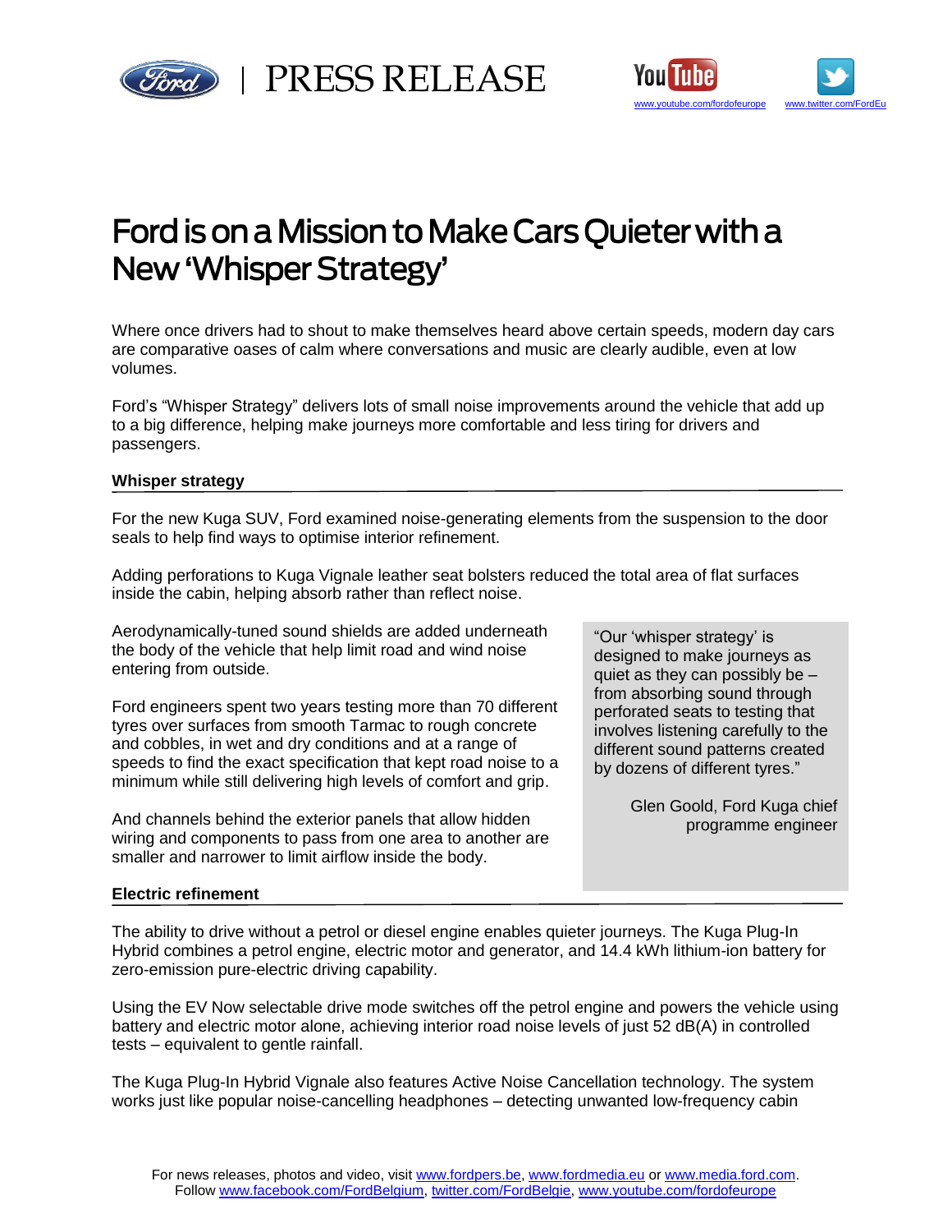PRESS RELEASE

# Ford is on a Mission to Make Cars Quieter with a New 'Whisper Strategy'

Where once drivers had to shout to make themselves heard above certain speeds, modern day cars are comparative oases of calm where conversations and music are clearly audible, even at low volumes.

Ford's "Whisper Strategy" delivers lots of small noise improvements around the vehicle that add up to a big difference, helping make journeys more comfortable and less tiring for drivers and passengers.

## Whisper strategy

For the new Kuga SUV, Ford examined noise-generating elements from the suspension to the door seals to help find ways to optimise interior refinement.

Adding perforations to Kuga Vignale leather seat bolsters reduced the total area of flat surfaces inside the cabin, helping absorb rather than reflect noise.

Aerodynamically-tuned sound shields are added underneath the body of the vehicle that help limit road and wind noise entering from outside.

Ford engineers spent two years testing more than 70 different tyres over surfaces from smooth Tarmac to rough concrete and cobbles, in wet and dry conditions and at a range of speeds to find the exact specification that kept road noise to a minimum while still delivering high levels of comfort and grip.

And channels behind the exterior panels that allow hidden wiring and components to pass from one area to another are smaller and narrower to limit airflow inside the body.

> "Our 'whisper strategy' is designed to make journeys as quiet as they can possibly be – from absorbing sound through perforated seats to testing that involves listening carefully to the different sound patterns created by dozens of different tyres."
>
> Glen Goold, Ford Kuga chief programme engineer

## Electric refinement

The ability to drive without a petrol or diesel engine enables quieter journeys. The Kuga Plug-In Hybrid combines a petrol engine, electric motor and generator, and 14.4 kWh lithium-ion battery for zero-emission pure-electric driving capability.

Using the EV Now selectable drive mode switches off the petrol engine and powers the vehicle using battery and electric motor alone, achieving interior road noise levels of just 52 dB(A) in controlled tests – equivalent to gentle rainfall.

The Kuga Plug-In Hybrid Vignale also features Active Noise Cancellation technology. The system works just like popular noise-cancelling headphones – detecting unwanted low-frequency cabin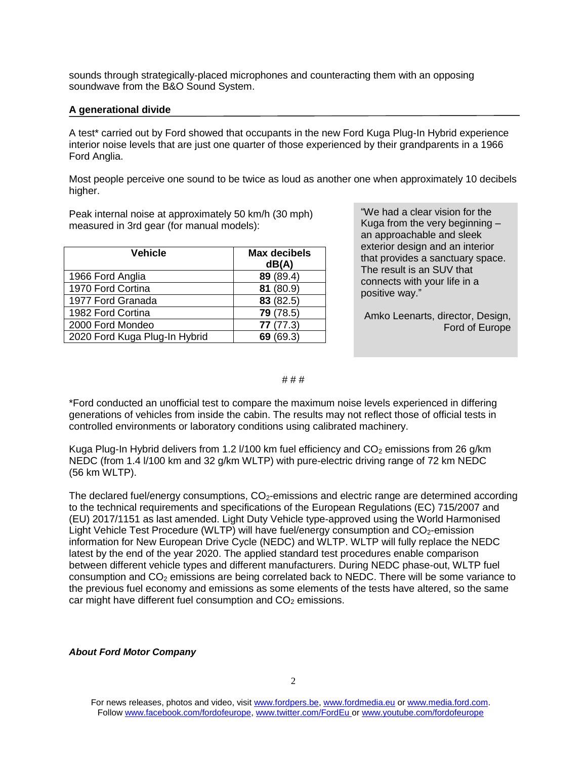sounds through strategically-placed microphones and counteracting them with an opposing soundwave from the B&O Sound System.

## A generational divide

A test* carried out by Ford showed that occupants in the new Ford Kuga Plug-In Hybrid experience interior noise levels that are just one quarter of those experienced by their grandparents in a 1966 Ford Anglia.

Most people perceive one sound to be twice as loud as another one when approximately 10 decibels higher.

Peak internal noise at approximately 50 km/h (30 mph) measured in 3rd gear (for manual models):

| Vehicle | Max decibels dB(A) |
|---|---|
| 1966 Ford Anglia | **89** (89.4) |
| 1970 Ford Cortina | **81** (80.9) |
| 1977 Ford Granada | **83** (82.5) |
| 1982 Ford Cortina | **79** (78.5) |
| 2000 Ford Mondeo | **77** (77.3) |
| 2020 Ford Kuga Plug-In Hybrid | **69** (69.3) |

"We had a clear vision for the Kuga from the very beginning – an approachable and sleek exterior design and an interior that provides a sanctuary space. The result is an SUV that connects with your life in a positive way."

Amko Leenarts, director, Design, Ford of Europe

# # #

*Ford conducted an unofficial test to compare the maximum noise levels experienced in differing generations of vehicles from inside the cabin. The results may not reflect those of official tests in controlled environments or laboratory conditions using calibrated machinery.

Kuga Plug-In Hybrid delivers from 1.2 l/100 km fuel efficiency and $CO_2$ emissions from 26 g/km NEDC (from 1.4 l/100 km and 32 g/km WLTP) with pure-electric driving range of 72 km NEDC (56 km WLTP).

The declared fuel/energy consumptions, $CO_2$-emissions and electric range are determined according to the technical requirements and specifications of the European Regulations (EC) 715/2007 and (EU) 2017/1151 as last amended. Light Duty Vehicle type-approved using the World Harmonised Light Vehicle Test Procedure (WLTP) will have fuel/energy consumption and $CO_2$-emission information for New European Drive Cycle (NEDC) and WLTP. WLTP will fully replace the NEDC latest by the end of the year 2020. The applied standard test procedures enable comparison between different vehicle types and different manufacturers. During NEDC phase-out, WLTP fuel consumption and $CO_2$ emissions are being correlated back to NEDC. There will be some variance to the previous fuel economy and emissions as some elements of the tests have altered, so the same car might have different fuel consumption and $CO_2$ emissions.

***About Ford Motor Company***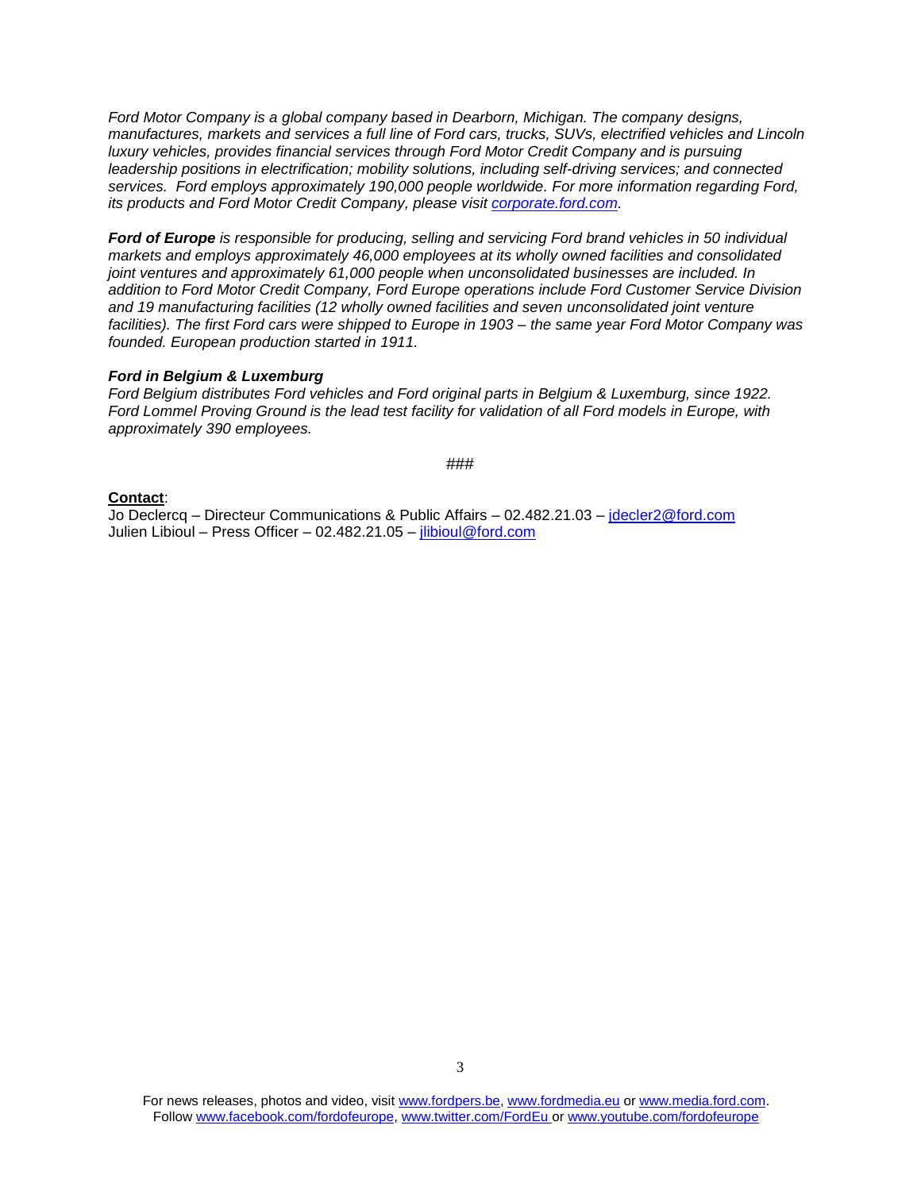*Ford Motor Company is a global company based in Dearborn, Michigan. The company designs, manufactures, markets and services a full line of Ford cars, trucks, SUVs, electrified vehicles and Lincoln luxury vehicles, provides financial services through Ford Motor Credit Company and is pursuing leadership positions in electrification; mobility solutions, including self-driving services; and connected services. Ford employs approximately 190,000 people worldwide. For more information regarding Ford, its products and Ford Motor Credit Company, please visit [corporate.ford.com](corporate.ford.com).*

***Ford of Europe** is responsible for producing, selling and servicing Ford brand vehicles in 50 individual markets and employs approximately 46,000 employees at its wholly owned facilities and consolidated joint ventures and approximately 61,000 people when unconsolidated businesses are included. In addition to Ford Motor Credit Company, Ford Europe operations include Ford Customer Service Division and 19 manufacturing facilities (12 wholly owned facilities and seven unconsolidated joint venture facilities). The first Ford cars were shipped to Europe in 1903 – the same year Ford Motor Company was founded. European production started in 1911.*

***Ford in Belgium & Luxemburg***
*Ford Belgium distributes Ford vehicles and Ford original parts in Belgium & Luxemburg, since 1922. Ford Lommel Proving Ground is the lead test facility for validation of all Ford models in Europe, with approximately 390 employees.*

###

**Contact**:
Jo Declercq – Directeur Communications & Public Affairs – 02.482.21.03 – jdecler2@ford.com
Julien Libioul – Press Officer – 02.482.21.05 – jlibioul@ford.com

For news releases, photos and video, visit www.fordpers.be, www.fordmedia.eu or www.media.ford.com.
Follow www.facebook.com/fordofeurope, www.twitter.com/FordEu or www.youtube.com/fordofeurope